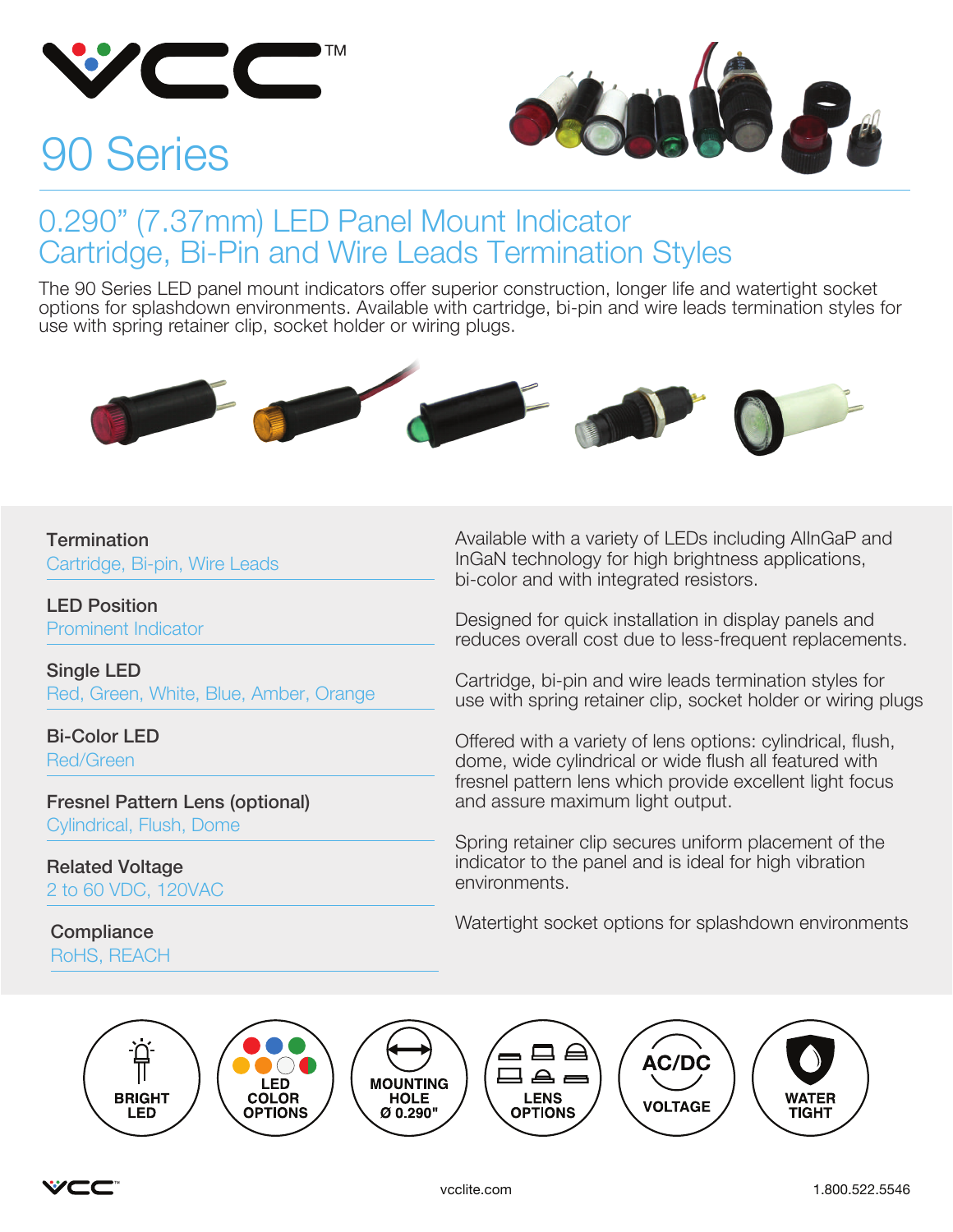# 90 Series

## 0.290” (7.37mm) LED Panel Mount Indicator Cartridge, Bi-Pin and Wire Leads Termination Styles

The 90 Series LED panel mount indicators offer superior construction, longer life and watertight socket options for splashdown environments. Available with cartridge, bi-pin and wire leads termination styles for use with spring retainer clip, socket holder or wiring plugs.

**Termination**
Cartridge, Bi-pin, Wire Leads

**LED Position**
Prominent Indicator

**Single LED**
Red, Green, White, Blue, Amber, Orange

**Bi-Color LED**
Red/Green

**Fresnel Pattern Lens (optional)**
Cylindrical, Flush, Dome

**Related Voltage**
2 to 60 VDC, 120VAC

**Compliance**
RoHS, REACH

Available with a variety of LEDs including AlInGaP and InGaN technology for high brightness applications, bi-color and with integrated resistors.

Designed for quick installation in display panels and reduces overall cost due to less-frequent replacements.

Cartridge, bi-pin and wire leads termination styles for use with spring retainer clip, socket holder or wiring plugs

Offered with a variety of lens options: cylindrical, flush, dome, wide cylindrical or wide flush all featured with fresnel pattern lens which provide excellent light focus and assure maximum light output.

Spring retainer clip secures uniform placement of the indicator to the panel and is ideal for high vibration environments.

Watertight socket options for splashdown environments

BRIGHT LED | LED COLOR OPTIONS | MOUNTING HOLE Ø 0.290" | LENS OPTIONS | AC/DC VOLTAGE | WATER TIGHT

vcclite.com 1.800.522.5546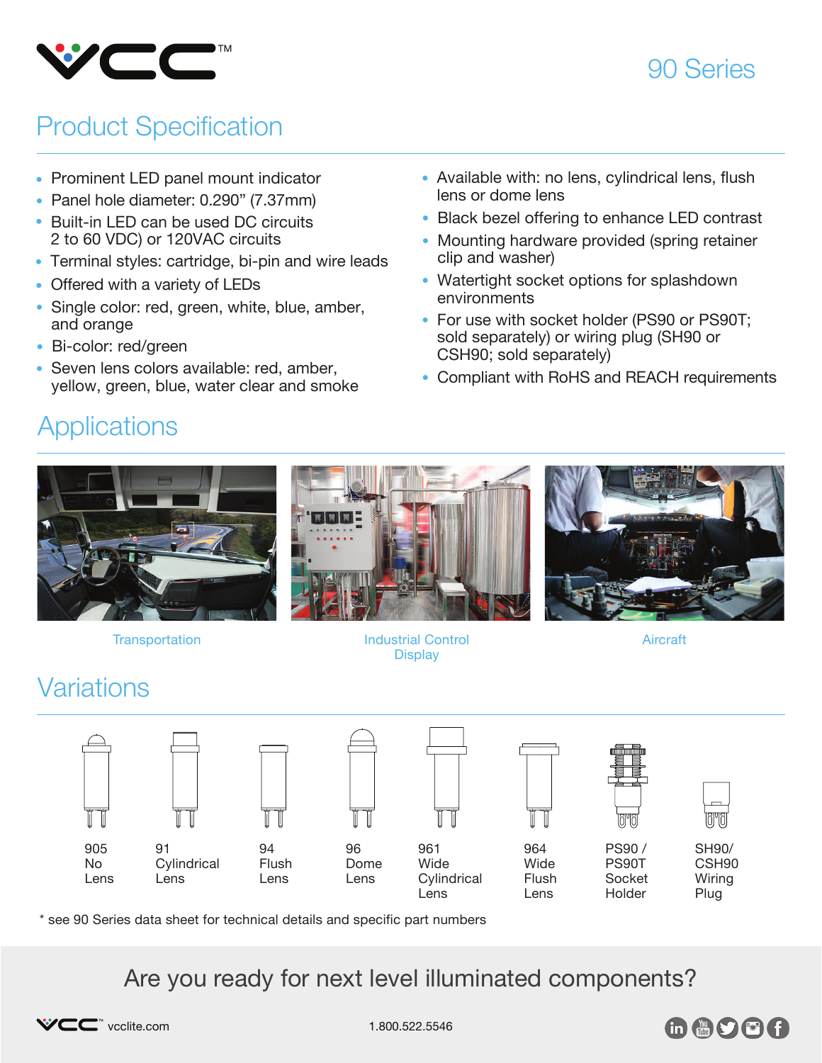# 90 Series

## Product Specification

- Prominent LED panel mount indicator
- Panel hole diameter: 0.290" (7.37mm)
- Built-in LED can be used DC circuits 2 to 60 VDC) or 120VAC circuits
- Terminal styles: cartridge, bi-pin and wire leads
- Offered with a variety of LEDs
- Single color: red, green, white, blue, amber, and orange
- Bi-color: red/green
- Seven lens colors available: red, amber, yellow, green, blue, water clear and smoke
- Available with: no lens, cylindrical lens, flush lens or dome lens
- Black bezel offering to enhance LED contrast
- Mounting hardware provided (spring retainer clip and washer)
- Watertight socket options for splashdown environments
- For use with socket holder (PS90 or PS90T; sold separately) or wiring plug (SH90 or CSH90; sold separately)
- Compliant with RoHS and REACH requirements

## Applications

Transportation

Industrial Control Display

Aircraft

## Variations

905 No Lens

91 Cylindrical Lens

94 Flush Lens

96 Dome Lens

961 Wide Cylindrical Lens

964 Wide Flush Lens

PS90 / PS90T Socket Holder

SH90/ CSH90 Wiring Plug

* see 90 Series data sheet for technical details and specific part numbers

Are you ready for next level illuminated components?

vcclite.com 1.800.522.5546